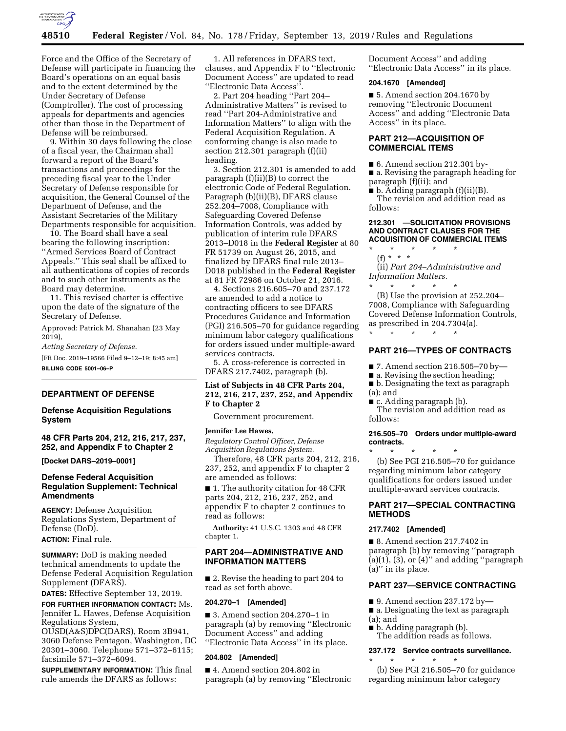Force and the Office of the Secretary of Defense will participate in financing the Board's operations on an equal basis and to the extent determined by the Under Secretary of Defense (Comptroller). The cost of processing appeals for departments and agencies other than those in the Department of Defense will be reimbursed.

9. Within 30 days following the close of a fiscal year, the Chairman shall forward a report of the Board's transactions and proceedings for the preceding fiscal year to the Under Secretary of Defense responsible for acquisition, the General Counsel of the Department of Defense, and the Assistant Secretaries of the Military Departments responsible for acquisition.

10. The Board shall have a seal bearing the following inscription: ''Armed Services Board of Contract Appeals.'' This seal shall be affixed to all authentications of copies of records and to such other instruments as the Board may determine.

11. This revised charter is effective upon the date of the signature of the Secretary of Defense.

Approved: Patrick M. Shanahan (23 May 2019),

*Acting Secretary of Defense.*

[FR Doc. 2019–19566 Filed 9–12–19; 8:45 am]

**BILLING CODE 5001–06–P**

## DEPARTMENT OF DEFENSE

### Defense Acquisition Regulations System

### 48 CFR Parts 204, 212, 216, 217, 237, 252, and Appendix F to Chapter 2

**[Docket DARS–2019–0001]**

### Defense Federal Acquisition Regulation Supplement: Technical Amendments

**AGENCY:** Defense Acquisition Regulations System, Department of Defense (DoD).

**ACTION:** Final rule.

**SUMMARY:** DoD is making needed technical amendments to update the Defense Federal Acquisition Regulation Supplement (DFARS).

**DATES:** Effective September 13, 2019.

**FOR FURTHER INFORMATION CONTACT:** Ms. Jennifer L. Hawes, Defense Acquisition Regulations System, OUSD(A&S)DPC(DARS), Room 3B941, 3060 Defense Pentagon, Washington, DC 20301–3060. Telephone 571–372–6115; facsimile 571–372–6094.

**SUPPLEMENTARY INFORMATION:** This final rule amends the DFARS as follows:

1. All references in DFARS text, clauses, and Appendix F to ''Electronic Document Access'' are updated to read ''Electronic Data Access''.

2. Part 204 heading ''Part 204–Administrative Matters'' is revised to read ''Part 204-Administrative and Information Matters'' to align with the Federal Acquisition Regulation. A conforming change is also made to section 212.301 paragraph (f)(ii) heading.

3. Section 212.301 is amended to add paragraph (f)(ii)(B) to correct the electronic Code of Federal Regulation. Paragraph (b)(ii)(B), DFARS clause 252.204–7008, Compliance with Safeguarding Covered Defense Information Controls, was added by publication of interim rule DFARS 2013–D018 in the **Federal Register** at 80 FR 51739 on August 26, 2015, and finalized by DFARS final rule 2013–D018 published in the **Federal Register** at 81 FR 72986 on October 21, 2016.

4. Sections 216.605–70 and 237.172 are amended to add a notice to contracting officers to see DFARS Procedures Guidance and Information (PGI) 216.505–70 for guidance regarding minimum labor category qualifications for orders issued under multiple-award services contracts.

5. A cross-reference is corrected in DFARS 217.7402, paragraph (b).

### List of Subjects in 48 CFR Parts 204, 212, 216, 217, 237, 252, and Appendix F to Chapter 2

Government procurement.

**Jennifer Lee Hawes,**

*Regulatory Control Officer, Defense Acquisition Regulations System.*

Therefore, 48 CFR parts 204, 212, 216, 237, 252, and appendix F to chapter 2 are amended as follows:

■ 1. The authority citation for 48 CFR parts 204, 212, 216, 237, 252, and appendix F to chapter 2 continues to read as follows:

**Authority:** 41 U.S.C. 1303 and 48 CFR chapter 1.

## PART 204—ADMINISTRATIVE AND INFORMATION MATTERS

■ 2. Revise the heading to part 204 to read as set forth above.

**204.270–1 [Amended]**

■ 3. Amend section 204.270–1 in paragraph (a) by removing ''Electronic Document Access'' and adding ''Electronic Data Access'' in its place.

**204.802 [Amended]**

■ 4. Amend section 204.802 in paragraph (a) by removing ''Electronic Document Access'' and adding ''Electronic Data Access'' in its place.

**204.1670 [Amended]**

■ 5. Amend section 204.1670 by removing ''Electronic Document Access'' and adding ''Electronic Data Access'' in its place.

## PART 212—ACQUISITION OF COMMERCIAL ITEMS

■ 6. Amend section 212.301 by-

■ a. Revising the paragraph heading for paragraph (f)(ii); and

■ b. Adding paragraph (f)(ii)(B).

The revision and addition read as follows:

**212.301 —SOLICITATION PROVISIONS AND CONTRACT CLAUSES FOR THE ACQUISITION OF COMMERCIAL ITEMS**

\* \* \* \* \*

(f) \* \* \*

(ii) *Part 204–Administrative and Information Matters.*

\* \* \* \* \*

(B) Use the provision at 252.204–7008, Compliance with Safeguarding Covered Defense Information Controls, as prescribed in 204.7304(a).

\* \* \* \* \*

## PART 216—TYPES OF CONTRACTS

■ 7. Amend section 216.505–70 by—

■ a. Revising the section heading;

■ b. Designating the text as paragraph (a); and

■ c. Adding paragraph (b).

The revision and addition read as follows:

**216.505–70 Orders under multiple-award contracts.**

\* \* \* \* \*

(b) See PGI 216.505–70 for guidance regarding minimum labor category qualifications for orders issued under multiple-award services contracts.

## PART 217—SPECIAL CONTRACTING METHODS

**217.7402 [Amended]**

■ 8. Amend section 217.7402 in paragraph (b) by removing ''paragraph (a)(1), (3), or (4)'' and adding ''paragraph (a)'' in its place.

## PART 237—SERVICE CONTRACTING

■ 9. Amend section 237.172 by—

■ a. Designating the text as paragraph (a); and

■ b. Adding paragraph (b).

The addition reads as follows.

**237.172 Service contracts surveillance.**

\* \* \* \* \*

(b) See PGI 216.505–70 for guidance regarding minimum labor category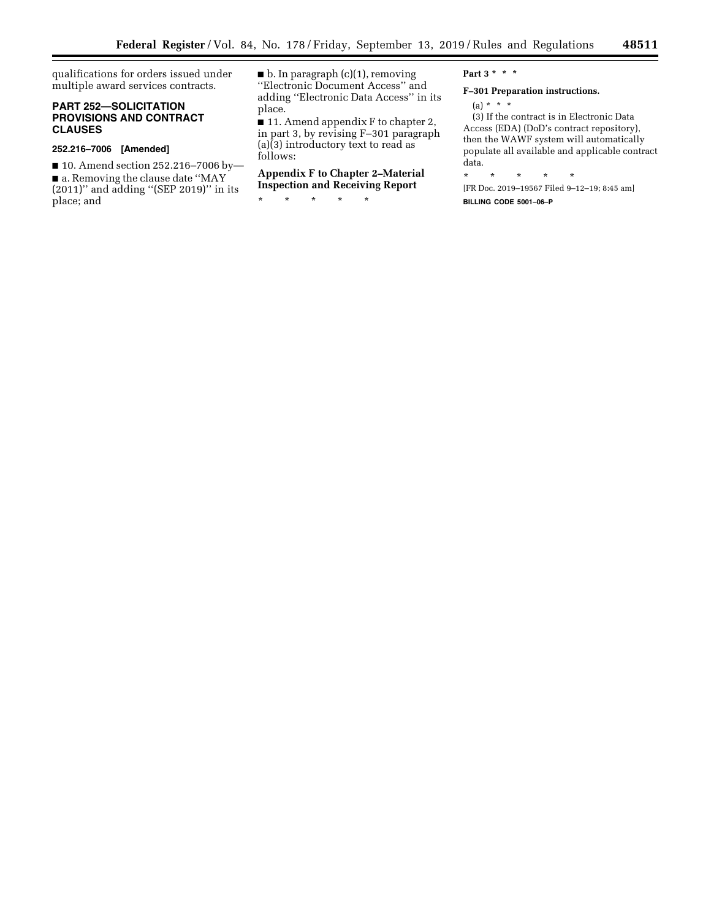qualifications for orders issued under multiple award services contracts.

## PART 252—SOLICITATION PROVISIONS AND CONTRACT CLAUSES

### 252.216–7006 [Amended]

■ 10. Amend section 252.216–7006 by—

■ a. Removing the clause date ''MAY (2011)'' and adding ''(SEP 2019)'' in its place; and

■ b. In paragraph (c)(1), removing ''Electronic Document Access'' and adding ''Electronic Data Access'' in its place.

■ 11. Amend appendix F to chapter 2, in part 3, by revising F–301 paragraph (a)(3) introductory text to read as follows:

### Appendix F to Chapter 2–Material Inspection and Receiving Report

\* \* \* \* \*

**Part 3 \* \* \***

**F–301 Preparation instructions.**

(a) \* \* \*

(3) If the contract is in Electronic Data Access (EDA) (DoD's contract repository), then the WAWF system will automatically populate all available and applicable contract data.

\* \* \* \* \*

[FR Doc. 2019–19567 Filed 9–12–19; 8:45 am]

**BILLING CODE 5001–06–P**